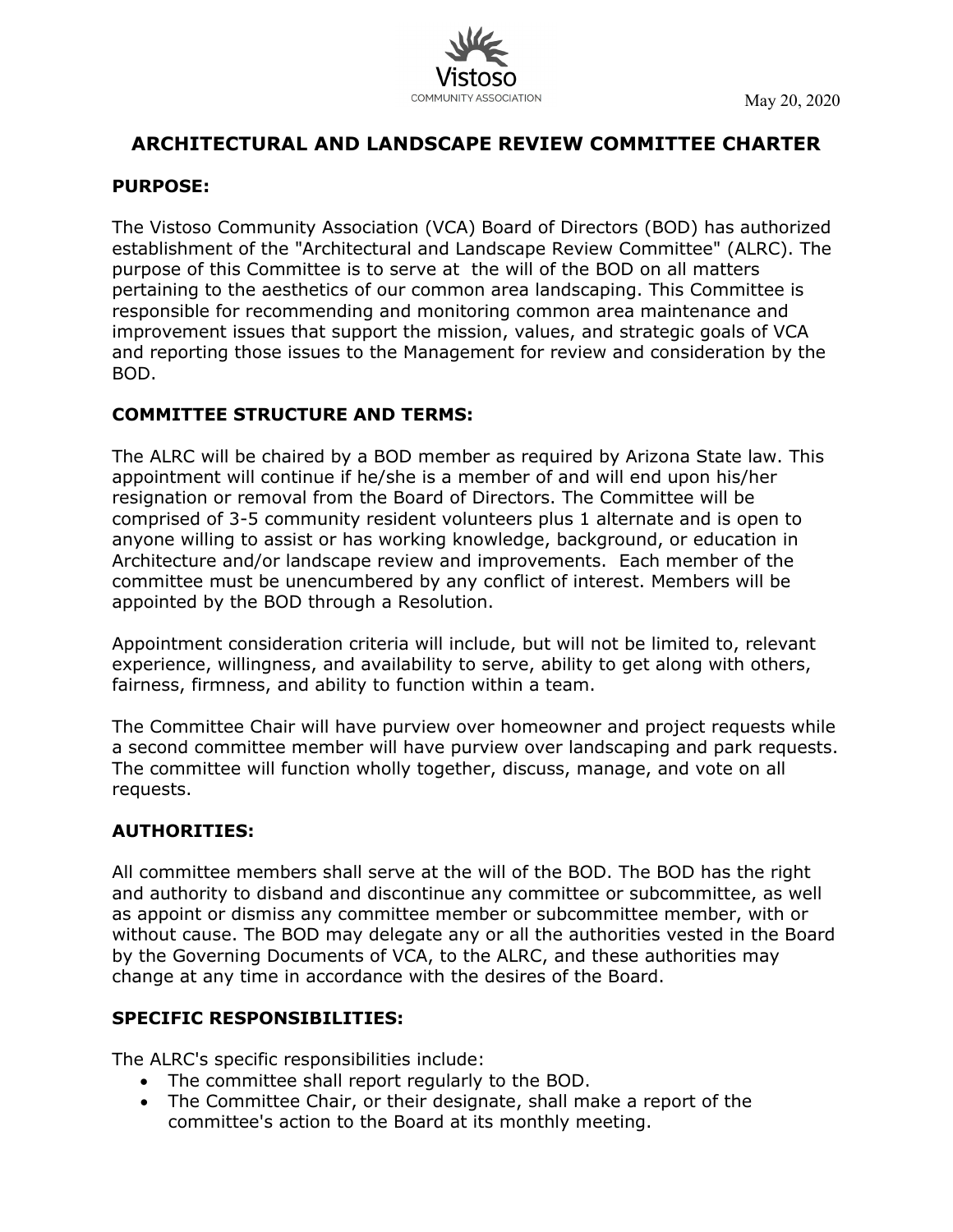Vistoso
COMMUNITY ASSOCIATION

May 20, 2020

# ARCHITECTURAL AND LANDSCAPE REVIEW COMMITTEE CHARTER

## PURPOSE:

The Vistoso Community Association (VCA) Board of Directors (BOD) has authorized establishment of the "Architectural and Landscape Review Committee" (ALRC). The purpose of this Committee is to serve at the will of the BOD on all matters pertaining to the aesthetics of our common area landscaping. This Committee is responsible for recommending and monitoring common area maintenance and improvement issues that support the mission, values, and strategic goals of VCA and reporting those issues to the Management for review and consideration by the BOD.

## COMMITTEE STRUCTURE AND TERMS:

The ALRC will be chaired by a BOD member as required by Arizona State law. This appointment will continue if he/she is a member of and will end upon his/her resignation or removal from the Board of Directors. The Committee will be comprised of 3-5 community resident volunteers plus 1 alternate and is open to anyone willing to assist or has working knowledge, background, or education in Architecture and/or landscape review and improvements. Each member of the committee must be unencumbered by any conflict of interest. Members will be appointed by the BOD through a Resolution.

Appointment consideration criteria will include, but will not be limited to, relevant experience, willingness, and availability to serve, ability to get along with others, fairness, firmness, and ability to function within a team.

The Committee Chair will have purview over homeowner and project requests while a second committee member will have purview over landscaping and park requests. The committee will function wholly together, discuss, manage, and vote on all requests.

## AUTHORITIES:

All committee members shall serve at the will of the BOD. The BOD has the right and authority to disband and discontinue any committee or subcommittee, as well as appoint or dismiss any committee member or subcommittee member, with or without cause. The BOD may delegate any or all the authorities vested in the Board by the Governing Documents of VCA, to the ALRC, and these authorities may change at any time in accordance with the desires of the Board.

## SPECIFIC RESPONSIBILITIES:

The ALRC's specific responsibilities include:

- The committee shall report regularly to the BOD.
- The Committee Chair, or their designate, shall make a report of the committee's action to the Board at its monthly meeting.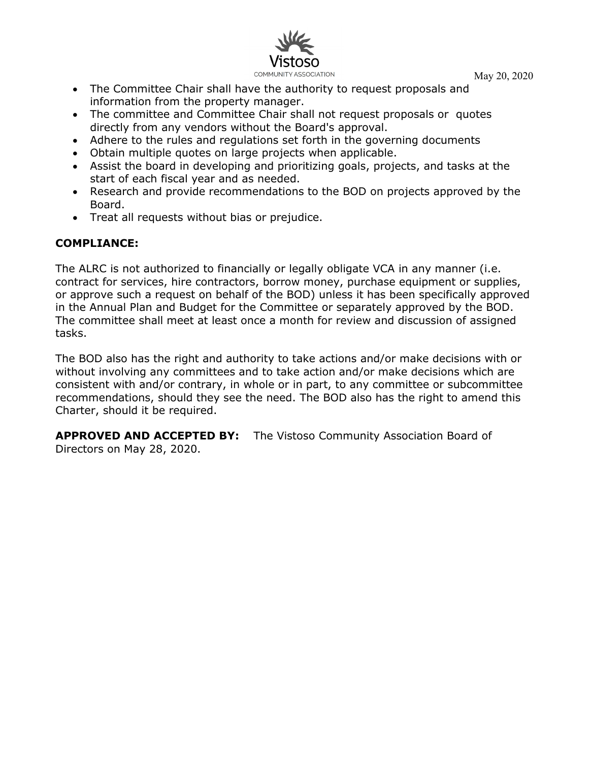- The Committee Chair shall have the authority to request proposals and information from the property manager.
- The committee and Committee Chair shall not request proposals or quotes directly from any vendors without the Board's approval.
- Adhere to the rules and regulations set forth in the governing documents
- Obtain multiple quotes on large projects when applicable.
- Assist the board in developing and prioritizing goals, projects, and tasks at the start of each fiscal year and as needed.
- Research and provide recommendations to the BOD on projects approved by the Board.
- Treat all requests without bias or prejudice.

**COMPLIANCE:**

The ALRC is not authorized to financially or legally obligate VCA in any manner (i.e. contract for services, hire contractors, borrow money, purchase equipment or supplies, or approve such a request on behalf of the BOD) unless it has been specifically approved in the Annual Plan and Budget for the Committee or separately approved by the BOD. The committee shall meet at least once a month for review and discussion of assigned tasks.

The BOD also has the right and authority to take actions and/or make decisions with or without involving any committees and to take action and/or make decisions which are consistent with and/or contrary, in whole or in part, to any committee or subcommittee recommendations, should they see the need. The BOD also has the right to amend this Charter, should it be required.

**APPROVED AND ACCEPTED BY:** The Vistoso Community Association Board of Directors on May 28, 2020.